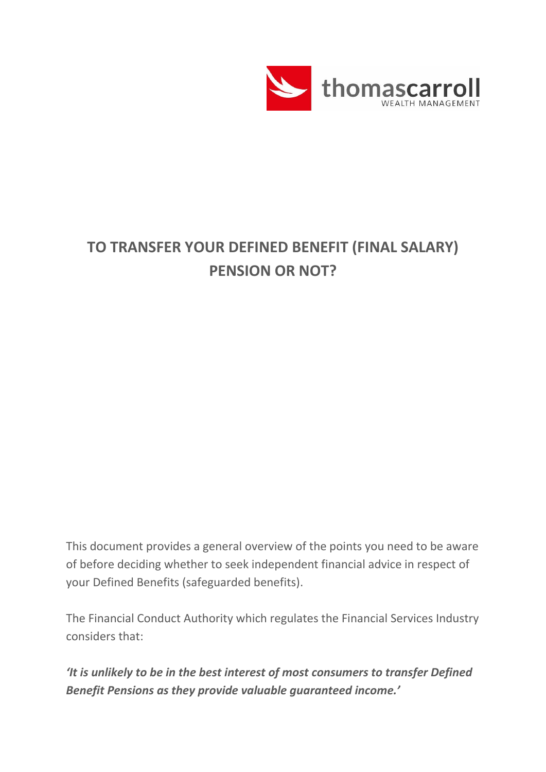# TO TRANSFER YOUR DEFINED BENEFIT (FINAL SALARY) PENSION OR NOT?

This document provides a general overview of the points you need to be aware of before deciding whether to seek independent financial advice in respect of your Defined Benefits (safeguarded benefits).

The Financial Conduct Authority which regulates the Financial Services Industry considers that:

***'It is unlikely to be in the best interest of most consumers to transfer Defined Benefit Pensions as they provide valuable guaranteed income.'***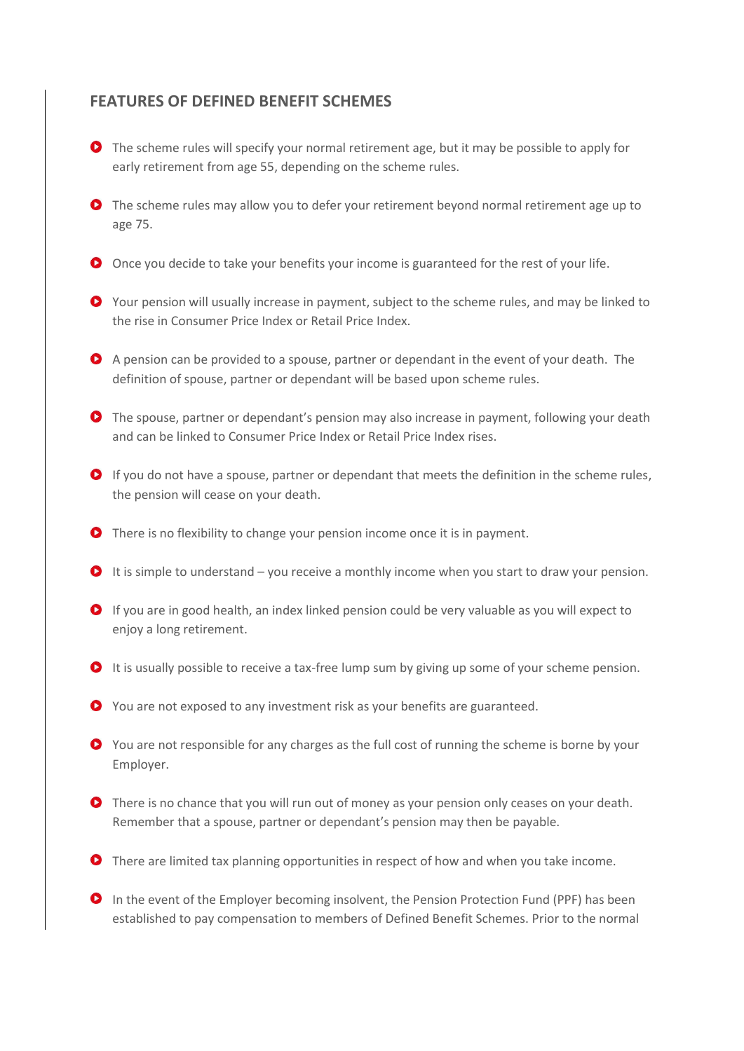## FEATURES OF DEFINED BENEFIT SCHEMES

- The scheme rules will specify your normal retirement age, but it may be possible to apply for early retirement from age 55, depending on the scheme rules.
- The scheme rules may allow you to defer your retirement beyond normal retirement age up to age 75.
- Once you decide to take your benefits your income is guaranteed for the rest of your life.
- Your pension will usually increase in payment, subject to the scheme rules, and may be linked to the rise in Consumer Price Index or Retail Price Index.
- A pension can be provided to a spouse, partner or dependant in the event of your death. The definition of spouse, partner or dependant will be based upon scheme rules.
- The spouse, partner or dependant's pension may also increase in payment, following your death and can be linked to Consumer Price Index or Retail Price Index rises.
- If you do not have a spouse, partner or dependant that meets the definition in the scheme rules, the pension will cease on your death.
- There is no flexibility to change your pension income once it is in payment.
- It is simple to understand – you receive a monthly income when you start to draw your pension.
- If you are in good health, an index linked pension could be very valuable as you will expect to enjoy a long retirement.
- It is usually possible to receive a tax-free lump sum by giving up some of your scheme pension.
- You are not exposed to any investment risk as your benefits are guaranteed.
- You are not responsible for any charges as the full cost of running the scheme is borne by your Employer.
- There is no chance that you will run out of money as your pension only ceases on your death. Remember that a spouse, partner or dependant's pension may then be payable.
- There are limited tax planning opportunities in respect of how and when you take income.
- In the event of the Employer becoming insolvent, the Pension Protection Fund (PPF) has been established to pay compensation to members of Defined Benefit Schemes. Prior to the normal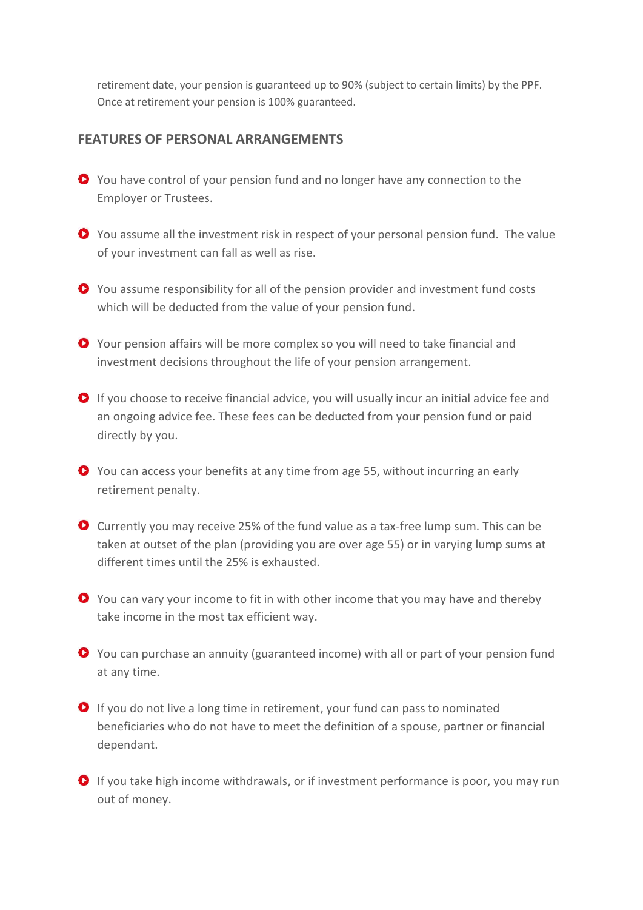retirement date, your pension is guaranteed up to 90% (subject to certain limits) by the PPF. Once at retirement your pension is 100% guaranteed.

## FEATURES OF PERSONAL ARRANGEMENTS

- You have control of your pension fund and no longer have any connection to the Employer or Trustees.
- You assume all the investment risk in respect of your personal pension fund. The value of your investment can fall as well as rise.
- You assume responsibility for all of the pension provider and investment fund costs which will be deducted from the value of your pension fund.
- Your pension affairs will be more complex so you will need to take financial and investment decisions throughout the life of your pension arrangement.
- If you choose to receive financial advice, you will usually incur an initial advice fee and an ongoing advice fee. These fees can be deducted from your pension fund or paid directly by you.
- You can access your benefits at any time from age 55, without incurring an early retirement penalty.
- Currently you may receive 25% of the fund value as a tax-free lump sum. This can be taken at outset of the plan (providing you are over age 55) or in varying lump sums at different times until the 25% is exhausted.
- You can vary your income to fit in with other income that you may have and thereby take income in the most tax efficient way.
- You can purchase an annuity (guaranteed income) with all or part of your pension fund at any time.
- If you do not live a long time in retirement, your fund can pass to nominated beneficiaries who do not have to meet the definition of a spouse, partner or financial dependant.
- If you take high income withdrawals, or if investment performance is poor, you may run out of money.